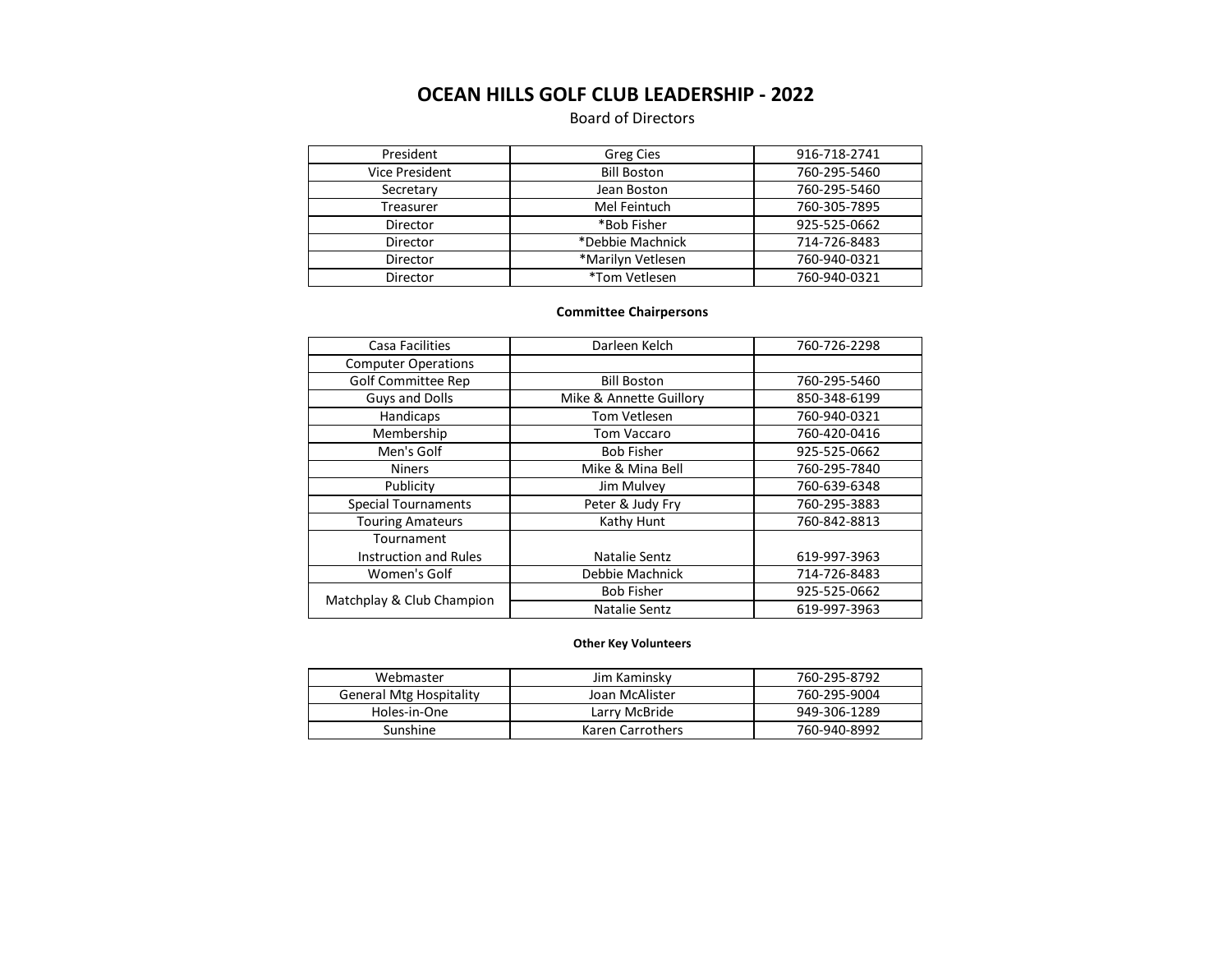# OCEAN HILLS GOLF CLUB LEADERSHIP - 2022

Board of Directors

| | | |
|---|---|---|
| President | Greg Cies | 916-718-2741 |
| Vice President | Bill Boston | 760-295-5460 |
| Secretary | Jean Boston | 760-295-5460 |
| Treasurer | Mel Feintuch | 760-305-7895 |
| Director | *Bob Fisher | 925-525-0662 |
| Director | *Debbie Machnick | 714-726-8483 |
| Director | *Marilyn Vetlesen | 760-940-0321 |
| Director | *Tom Vetlesen | 760-940-0321 |

### Committee Chairpersons

| | | |
|---|---|---|
| Casa Facilities | Darleen Kelch | 760-726-2298 |
| Computer Operations | | |
| Golf Committee Rep | Bill Boston | 760-295-5460 |
| Guys and Dolls | Mike & Annette Guillory | 850-348-6199 |
| Handicaps | Tom Vetlesen | 760-940-0321 |
| Membership | Tom Vaccaro | 760-420-0416 |
| Men's Golf | Bob Fisher | 925-525-0662 |
| Niners | Mike & Mina Bell | 760-295-7840 |
| Publicity | Jim Mulvey | 760-639-6348 |
| Special Tournaments | Peter & Judy Fry | 760-295-3883 |
| Touring Amateurs | Kathy Hunt | 760-842-8813 |
| Tournament Instruction and Rules | Natalie Sentz | 619-997-3963 |
| Women's Golf | Debbie Machnick | 714-726-8483 |
| Matchplay & Club Champion | Bob Fisher | 925-525-0662 |
| | Natalie Sentz | 619-997-3963 |

#### Other Key Volunteers

| | | |
|---|---|---|
| Webmaster | Jim Kaminsky | 760-295-8792 |
| General Mtg Hospitality | Joan McAlister | 760-295-9004 |
| Holes-in-One | Larry McBride | 949-306-1289 |
| Sunshine | Karen Carrothers | 760-940-8992 |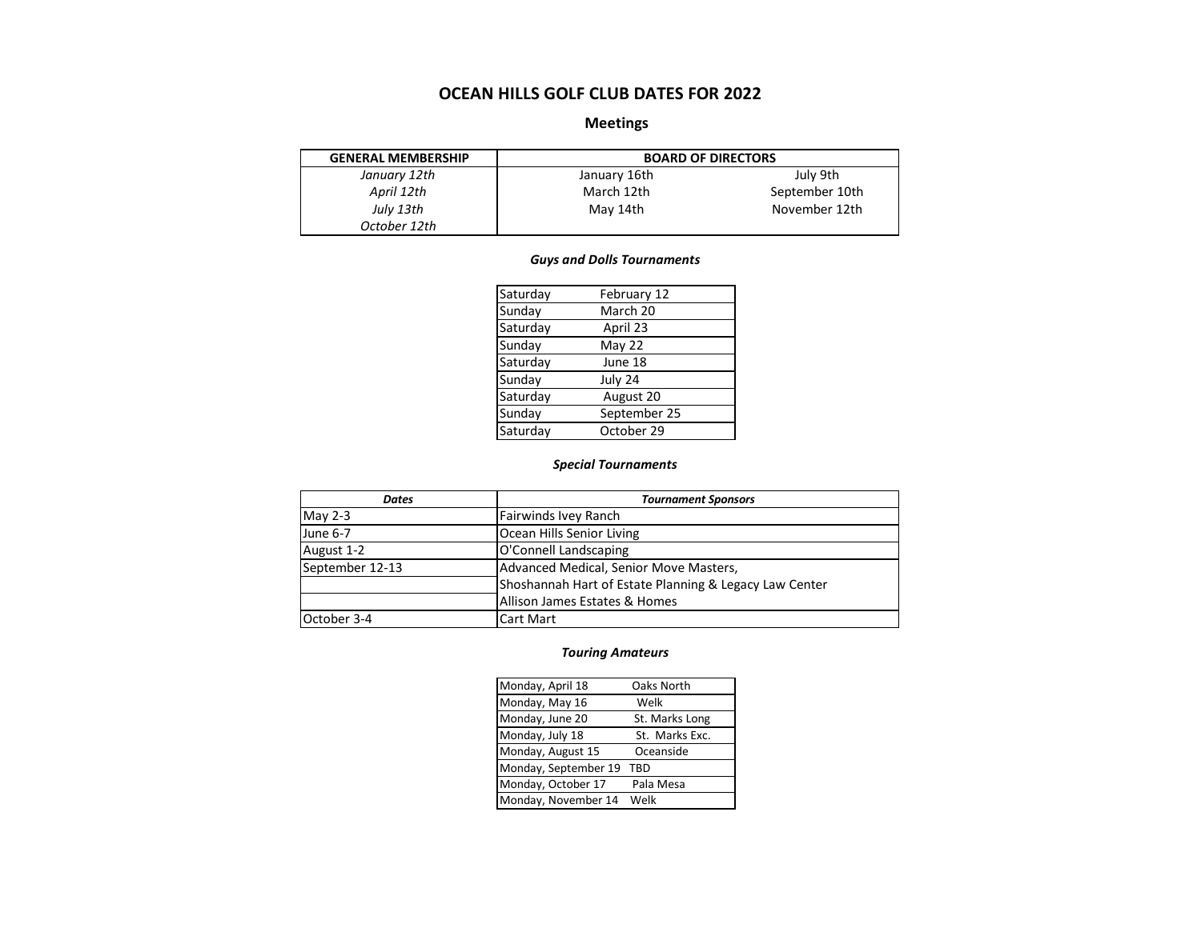# OCEAN HILLS GOLF CLUB DATES FOR 2022

## Meetings

| GENERAL MEMBERSHIP | BOARD OF DIRECTORS | |
|---|---|---|
| *January 12th* | January 16th | July 9th |
| *April 12th* | March 12th | September 10th |
| *July 13th* | May 14th | November 12th |
| *October 12th* | | |

### *Guys and Dolls Tournaments*

| | |
|---|---|
| Saturday | February 12 |
| Sunday | March 20 |
| Saturday | April 23 |
| Sunday | May 22 |
| Saturday | June 18 |
| Sunday | July 24 |
| Saturday | August 20 |
| Sunday | September 25 |
| Saturday | October 29 |

### *Special Tournaments*

| *Dates* | *Tournament Sponsors* |
|---|---|
| May 2-3 | Fairwinds Ivey Ranch |
| June 6-7 | Ocean Hills Senior Living |
| August 1-2 | O'Connell Landscaping |
| September 12-13 | Advanced Medical, Senior Move Masters, Shoshannah Hart of Estate Planning & Legacy Law Center Allison James Estates & Homes |
| October 3-4 | Cart Mart |

### *Touring Amateurs*

| | |
|---|---|
| Monday, April 18 | Oaks North |
| Monday, May 16 | Welk |
| Monday, June 20 | St. Marks Long |
| Monday, July 18 | St. Marks Exc. |
| Monday, August 15 | Oceanside |
| Monday, September 19 | TBD |
| Monday, October 17 | Pala Mesa |
| Monday, November 14 | Welk |